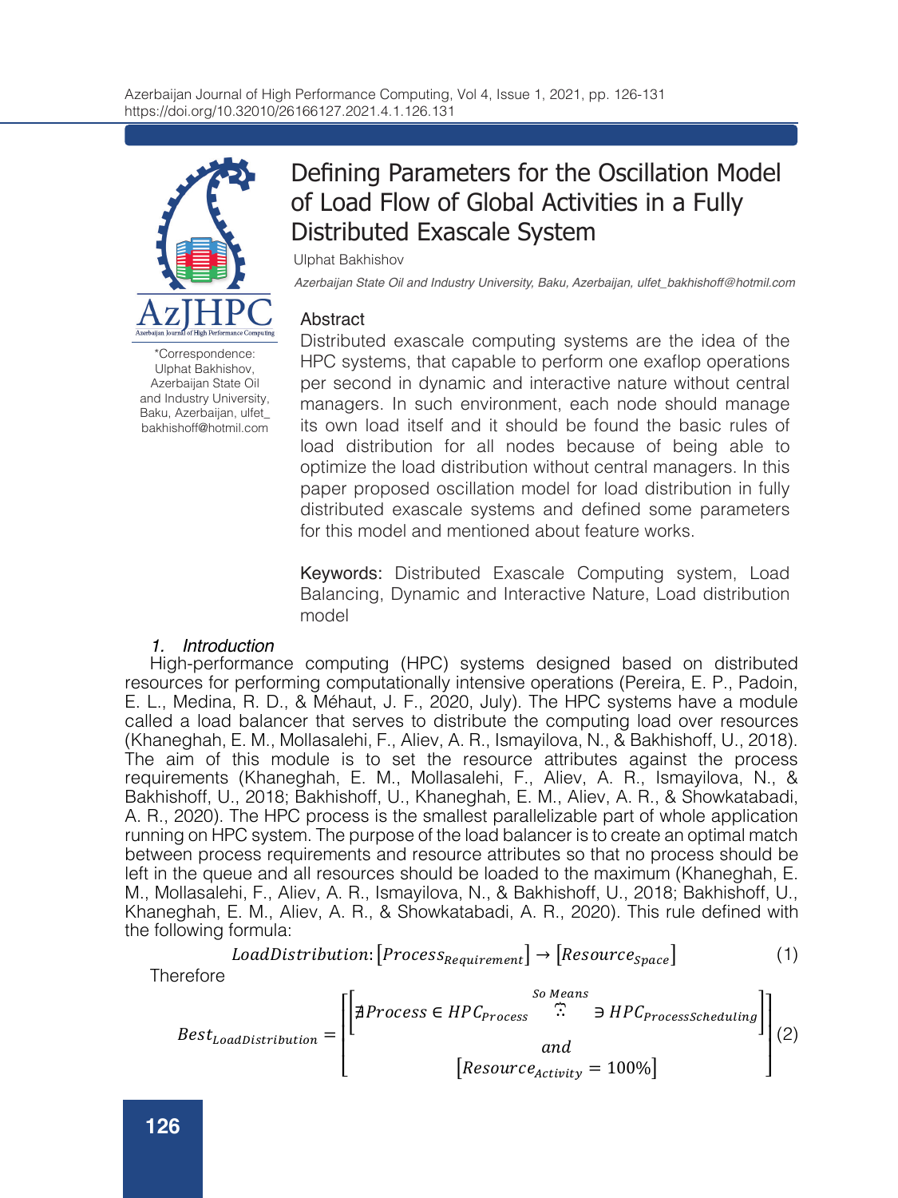# Defining Parameters for the Oscillation Model of Load Flow of Global Activities in a Fully Distributed Exascale System

Ulphat Bakhishov

*Azerbaijan State Oil and Industry University, Baku, Azerbaijan, ulfet_bakhishoff@hotmail.com*

*Correspondence: Ulphat Bakhishov, Azerbaijan State Oil and Industry University, Baku, Azerbaijan, ulfet_bakhishoff@hotmil.com

## Abstract

Distributed exascale computing systems are the idea of the HPC systems, that capable to perform one exaflop operations per second in dynamic and interactive nature without central managers. In such environment, each node should manage its own load itself and it should be found the basic rules of load distribution for all nodes because of being able to optimize the load distribution without central managers. In this paper proposed oscillation model for load distribution in fully distributed exascale systems and defined some parameters for this model and mentioned about feature works.

**Keywords:** Distributed Exascale Computing system, Load Balancing, Dynamic and Interactive Nature, Load distribution model

## 1. *Introduction*

High-performance computing (HPC) systems designed based on distributed resources for performing computationally intensive operations (Pereira, E. P., Padoin, E. L., Medina, R. D., & Méhaut, J. F., 2020, July). The HPC systems have a module called a load balancer that serves to distribute the computing load over resources (Khaneghah, E. M., Mollasalehi, F., Aliev, A. R., Ismayilova, N., & Bakhishoff, U., 2018). The aim of this module is to set the resource attributes against the process requirements (Khaneghah, E. M., Mollasalehi, F., Aliev, A. R., Ismayilova, N., & Bakhishoff, U., 2018; Bakhishoff, U., Khaneghah, E. M., Aliev, A. R., & Showkatabadi, A. R., 2020). The HPC process is the smallest parallelizable part of whole application running on HPC system. The purpose of the load balancer is to create an optimal match between process requirements and resource attributes so that no process should be left in the queue and all resources should be loaded to the maximum (Khaneghah, E. M., Mollasalehi, F., Aliev, A. R., Ismayilova, N., & Bakhishoff, U., 2018; Bakhishoff, U., Khaneghah, E. M., Aliev, A. R., & Showkatabadi, A. R., 2020). This rule defined with the following formula:

$$LoadDistribution: [Process_{Requirement}] \rightarrow [Resource_{Space}] \quad (1)$$

Therefore

$$Best_{LoadDistribution} = \left[ \begin{matrix} \left[ \nexists Process \in HPC_{Process} \overset{So\ Means}{\because} \ni HPC_{ProcessScheduling} \right] \\ and \\ \left[ Resource_{Activity} = 100\% \right] \end{matrix} \right] \quad (2)$$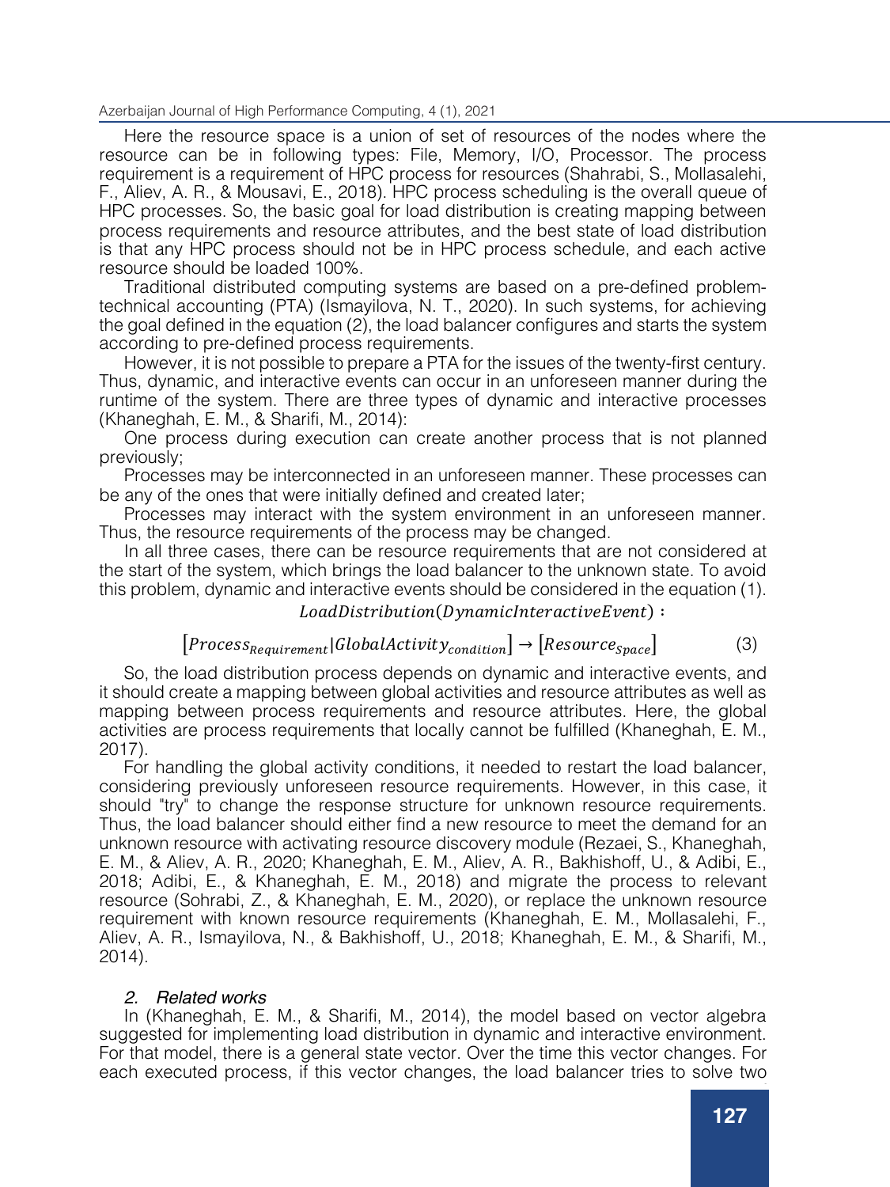Here the resource space is a union of set of resources of the nodes where the resource can be in following types: File, Memory, I/O, Processor. The process requirement is a requirement of HPC process for resources (Shahrabi, S., Mollasalehi, F., Aliev, A. R., & Mousavi, E., 2018). HPC process scheduling is the overall queue of HPC processes. So, the basic goal for load distribution is creating mapping between process requirements and resource attributes, and the best state of load distribution is that any HPC process should not be in HPC process schedule, and each active resource should be loaded 100%.

Traditional distributed computing systems are based on a pre-defined problem-technical accounting (PTA) (Ismayilova, N. T., 2020). In such systems, for achieving the goal defined in the equation (2), the load balancer configures and starts the system according to pre-defined process requirements.

However, it is not possible to prepare a PTA for the issues of the twenty-first century. Thus, dynamic, and interactive events can occur in an unforeseen manner during the runtime of the system. There are three types of dynamic and interactive processes (Khaneghah, E. M., & Sharifi, M., 2014):

One process during execution can create another process that is not planned previously;

Processes may be interconnected in an unforeseen manner. These processes can be any of the ones that were initially defined and created later;

Processes may interact with the system environment in an unforeseen manner. Thus, the resource requirements of the process may be changed.

In all three cases, there can be resource requirements that are not considered at the start of the system, which brings the load balancer to the unknown state. To avoid this problem, dynamic and interactive events should be considered in the equation (1).

$$LoadDistribution(DynamicInteractiveEvent):$$

$$[Process_{Requirement}|GlobalActivity_{condition}] \rightarrow [Resource_{space}] \quad (3)$$

So, the load distribution process depends on dynamic and interactive events, and it should create a mapping between global activities and resource attributes as well as mapping between process requirements and resource attributes. Here, the global activities are process requirements that locally cannot be fulfilled (Khaneghah, E. M., 2017).

For handling the global activity conditions, it needed to restart the load balancer, considering previously unforeseen resource requirements. However, in this case, it should "try" to change the response structure for unknown resource requirements. Thus, the load balancer should either find a new resource to meet the demand for an unknown resource with activating resource discovery module (Rezaei, S., Khaneghah, E. M., & Aliev, A. R., 2020; Khaneghah, E. M., Aliev, A. R., Bakhishoff, U., & Adibi, E., 2018; Adibi, E., & Khaneghah, E. M., 2018) and migrate the process to relevant resource (Sohrabi, Z., & Khaneghah, E. M., 2020), or replace the unknown resource requirement with known resource requirements (Khaneghah, E. M., Mollasalehi, F., Aliev, A. R., Ismayilova, N., & Bakhishoff, U., 2018; Khaneghah, E. M., & Sharifi, M., 2014).

## *2. Related works*

In (Khaneghah, E. M., & Sharifi, M., 2014), the model based on vector algebra suggested for implementing load distribution in dynamic and interactive environment. For that model, there is a general state vector. Over the time this vector changes. For each executed process, if this vector changes, the load balancer tries to solve two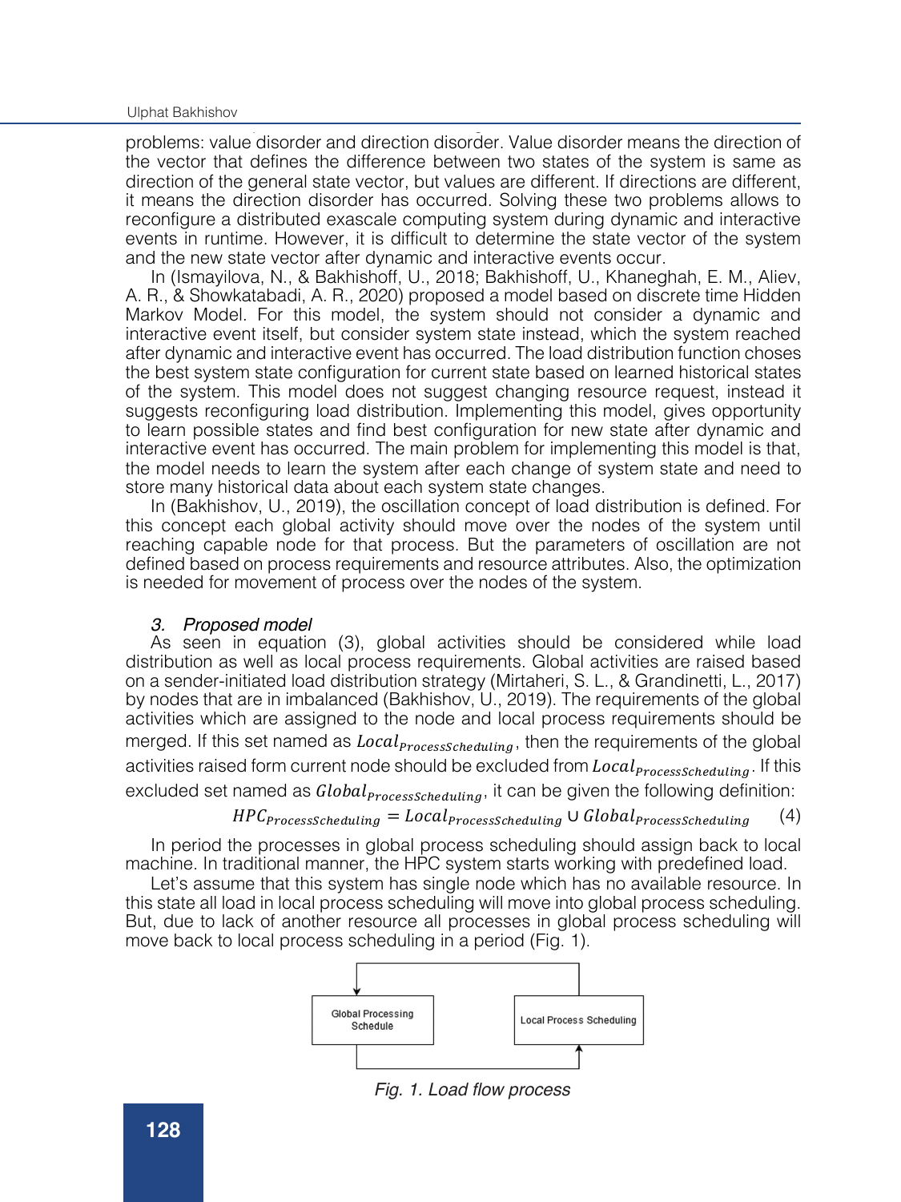problems: value disorder and direction disorder. Value disorder means the direction of the vector that defines the difference between two states of the system is same as direction of the general state vector, but values are different. If directions are different, it means the direction disorder has occurred. Solving these two problems allows to reconfigure a distributed exascale computing system during dynamic and interactive events in runtime. However, it is difficult to determine the state vector of the system and the new state vector after dynamic and interactive events occur.

In (Ismayilova, N., & Bakhishoff, U., 2018; Bakhishoff, U., Khaneghah, E. M., Aliev, A. R., & Showkatabadi, A. R., 2020) proposed a model based on discrete time Hidden Markov Model. For this model, the system should not consider a dynamic and interactive event itself, but consider system state instead, which the system reached after dynamic and interactive event has occurred. The load distribution function choses the best system state configuration for current state based on learned historical states of the system. This model does not suggest changing resource request, instead it suggests reconfiguring load distribution. Implementing this model, gives opportunity to learn possible states and find best configuration for new state after dynamic and interactive event has occurred. The main problem for implementing this model is that, the model needs to learn the system after each change of system state and need to store many historical data about each system state changes.

In (Bakhishov, U., 2019), the oscillation concept of load distribution is defined. For this concept each global activity should move over the nodes of the system until reaching capable node for that process. But the parameters of oscillation are not defined based on process requirements and resource attributes. Also, the optimization is needed for movement of process over the nodes of the system.

### *3. Proposed model*

As seen in equation (3), global activities should be considered while load distribution as well as local process requirements. Global activities are raised based on a sender-initiated load distribution strategy (Mirtaheri, S. L., & Grandinetti, L., 2017) by nodes that are in imbalanced (Bakhishov, U., 2019). The requirements of the global activities which are assigned to the node and local process requirements should be merged. If this set named as $Local_{ProcessScheduling}$, then the requirements of the global activities raised form current node should be excluded from $Local_{ProcessScheduling}$. If this excluded set named as $Global_{ProcessScheduling}$, it can be given the following definition:

$$HPC_{ProcessScheduling} = Local_{ProcessScheduling} \cup Global_{ProcessScheduling} \quad (4)$$

In period the processes in global process scheduling should assign back to local machine. In traditional manner, the HPC system starts working with predefined load.

Let's assume that this system has single node which has no available resource. In this state all load in local process scheduling will move into global process scheduling. But, due to lack of another resource all processes in global process scheduling will move back to local process scheduling in a period (Fig. 1).

Global Processing Schedule | Local Process Scheduling

*Fig. 1. Load flow process*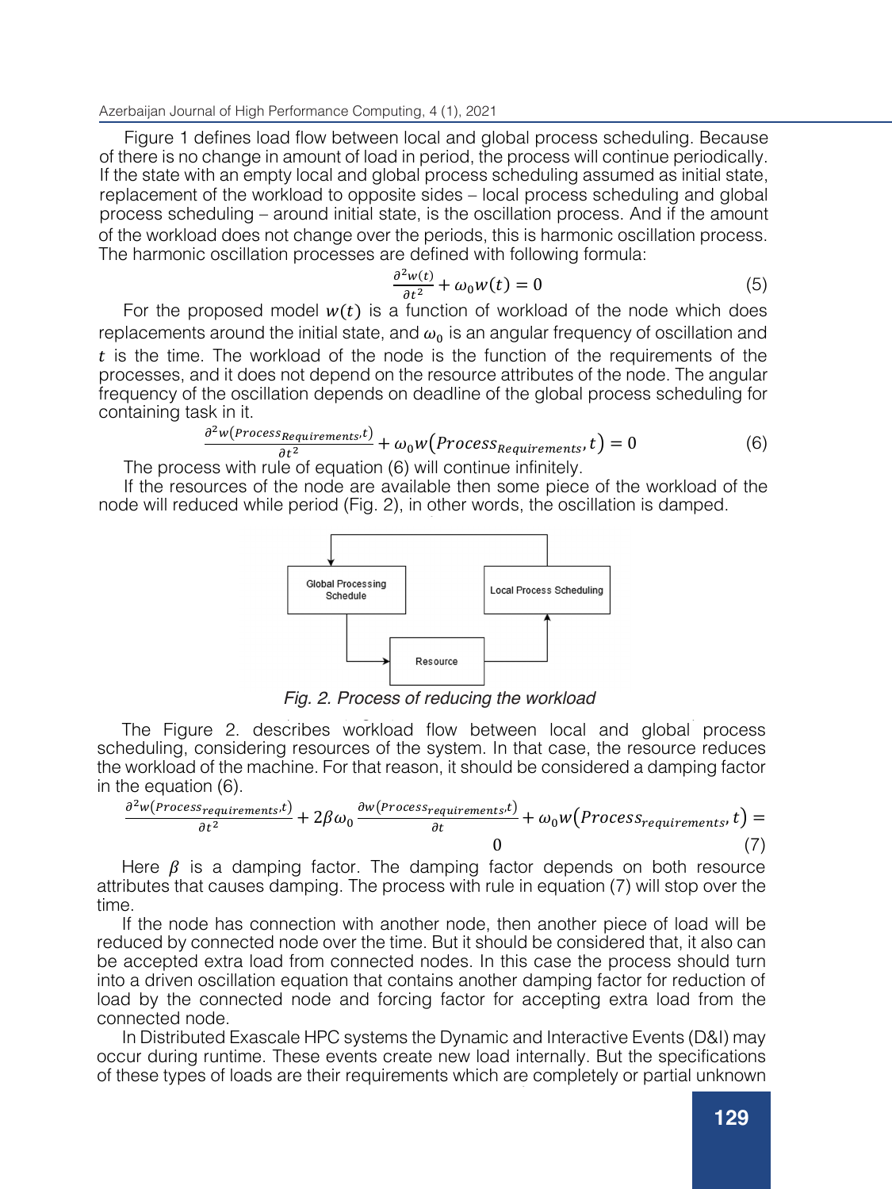Figure 1 defines load flow between local and global process scheduling. Because of there is no change in amount of load in period, the process will continue periodically. If the state with an empty local and global process scheduling assumed as initial state, replacement of the workload to opposite sides – local process scheduling and global process scheduling – around initial state, is the oscillation process. And if the amount of the workload does not change over the periods, this is harmonic oscillation process. The harmonic oscillation processes are defined with following formula:

$$\frac{\partial^2 w(t)}{\partial t^2} + \omega_0 w(t) = 0 \tag{5}$$

For the proposed model $w(t)$ is a function of workload of the node which does replacements around the initial state, and $\omega_0$ is an angular frequency of oscillation and $t$ is the time. The workload of the node is the function of the requirements of the processes, and it does not depend on the resource attributes of the node. The angular frequency of the oscillation depends on deadline of the global process scheduling for containing task in it.

$$\frac{\partial^2 w(Process_{Requirements}, t)}{\partial t^2} + \omega_0 w(Process_{Requirements}, t) = 0 \tag{6}$$

The process with rule of equation (6) will continue infinitely.

If the resources of the node are available then some piece of the workload of the node will reduced while period (Fig. 2), in other words, the oscillation is damped.

*Fig. 2. Process of reducing the workload*

The Figure 2. describes workload flow between local and global process scheduling, considering resources of the system. In that case, the resource reduces the workload of the machine. For that reason, it should be considered a damping factor in the equation (6).

$$\frac{\partial^2 w(Process_{requirements}, t)}{\partial t^2} + 2\beta\omega_0 \frac{\partial w(Process_{requirements}, t)}{\partial t} + \omega_0 w(Process_{requirements}, t) = 0 \tag{7}$$

Here $\beta$ is a damping factor. The damping factor depends on both resource attributes that causes damping. The process with rule in equation (7) will stop over the time.

If the node has connection with another node, then another piece of load will be reduced by connected node over the time. But it should be considered that, it also can be accepted extra load from connected nodes. In this case the process should turn into a driven oscillation equation that contains another damping factor for reduction of load by the connected node and forcing factor for accepting extra load from the connected node.

In Distributed Exascale HPC systems the Dynamic and Interactive Events (D&I) may occur during runtime. These events create new load internally. But the specifications of these types of loads are their requirements which are completely or partial unknown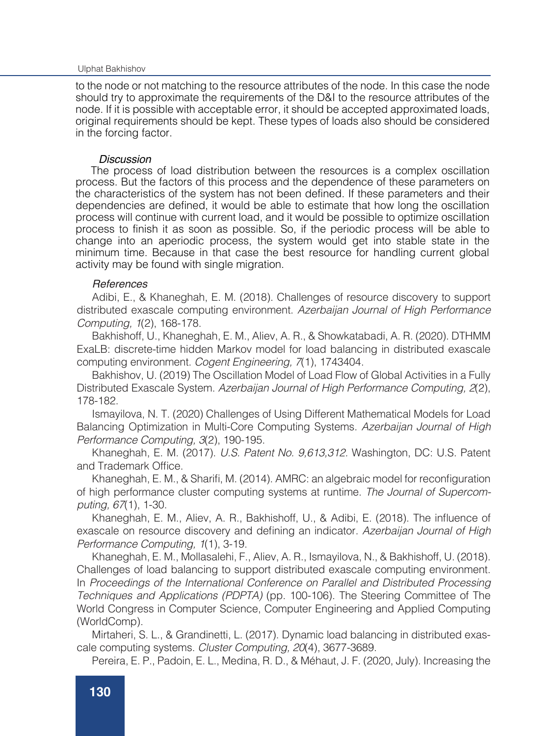to the node or not matching to the resource attributes of the node. In this case the node should try to approximate the requirements of the D&I to the resource attributes of the node. If it is possible with acceptable error, it should be accepted approximated loads, original requirements should be kept. These types of loads also should be considered in the forcing factor.

### *Discussion*

The process of load distribution between the resources is a complex oscillation process. But the factors of this process and the dependence of these parameters on the characteristics of the system has not been defined. If these parameters and their dependencies are defined, it would be able to estimate that how long the oscillation process will continue with current load, and it would be possible to optimize oscillation process to finish it as soon as possible. So, if the periodic process will be able to change into an aperiodic process, the system would get into stable state in the minimum time. Because in that case the best resource for handling current global activity may be found with single migration.

### *References*

Adibi, E., & Khaneghah, E. M. (2018). Challenges of resource discovery to support distributed exascale computing environment. *Azerbaijan Journal of High Performance Computing, 1*(2), 168-178.

Bakhishoff, U., Khaneghah, E. M., Aliev, A. R., & Showkatabadi, A. R. (2020). DTHMM ExaLB: discrete-time hidden Markov model for load balancing in distributed exascale computing environment. *Cogent Engineering, 7*(1), 1743404.

Bakhishov, U. (2019) The Oscillation Model of Load Flow of Global Activities in a Fully Distributed Exascale System. *Azerbaijan Journal of High Performance Computing, 2*(2), 178-182.

Ismayilova, N. T. (2020) Challenges of Using Different Mathematical Models for Load Balancing Optimization in Multi-Core Computing Systems. *Azerbaijan Journal of High Performance Computing, 3*(2), 190-195.

Khaneghah, E. M. (2017). *U.S. Patent No. 9,613,312*. Washington, DC: U.S. Patent and Trademark Office.

Khaneghah, E. M., & Sharifi, M. (2014). AMRC: an algebraic model for reconfiguration of high performance cluster computing systems at runtime. *The Journal of Supercomputing, 67*(1), 1-30.

Khaneghah, E. M., Aliev, A. R., Bakhishoff, U., & Adibi, E. (2018). The influence of exascale on resource discovery and defining an indicator. *Azerbaijan Journal of High Performance Computing, 1*(1), 3-19.

Khaneghah, E. M., Mollasalehi, F., Aliev, A. R., Ismayilova, N., & Bakhishoff, U. (2018). Challenges of load balancing to support distributed exascale computing environment. In *Proceedings of the International Conference on Parallel and Distributed Processing Techniques and Applications (PDPTA)* (pp. 100-106). The Steering Committee of The World Congress in Computer Science, Computer Engineering and Applied Computing (WorldComp).

Mirtaheri, S. L., & Grandinetti, L. (2017). Dynamic load balancing in distributed exascale computing systems. *Cluster Computing, 20*(4), 3677-3689.

Pereira, E. P., Padoin, E. L., Medina, R. D., & Méhaut, J. F. (2020, July). Increasing the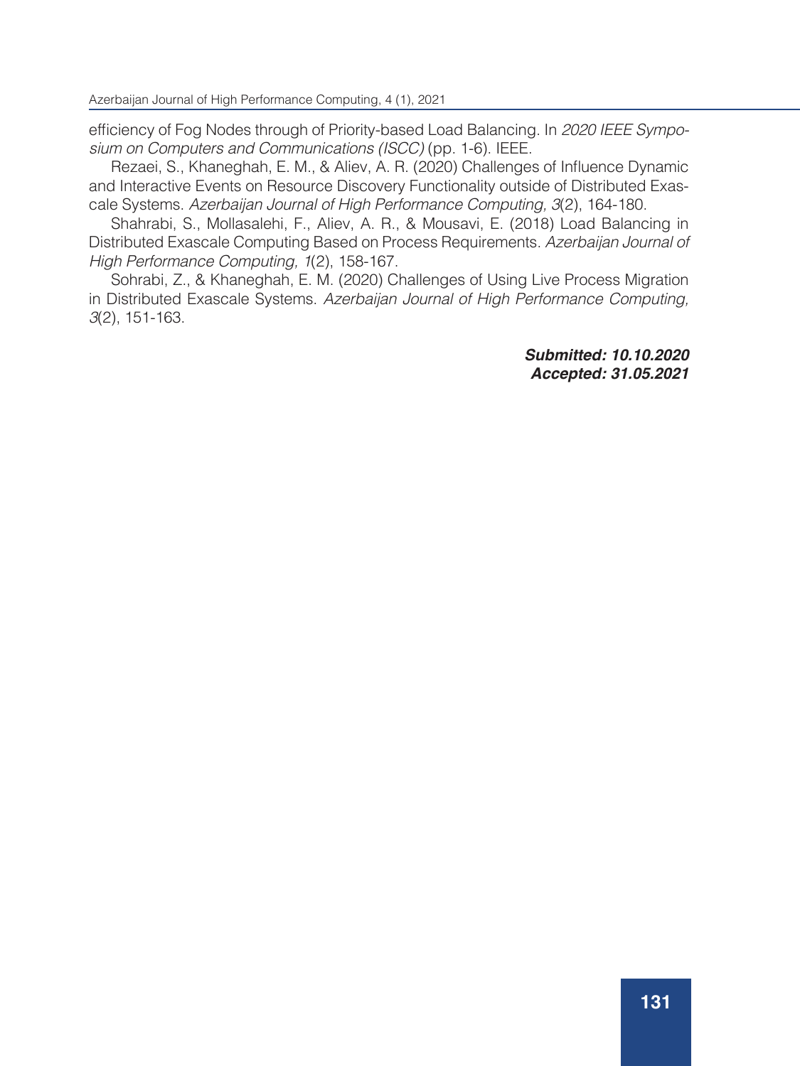efficiency of Fog Nodes through of Priority-based Load Balancing. In *2020 IEEE Symposium on Computers and Communications (ISCC)* (pp. 1-6). IEEE.

Rezaei, S., Khaneghah, E. M., & Aliev, A. R. (2020) Challenges of Influence Dynamic and Interactive Events on Resource Discovery Functionality outside of Distributed Exascale Systems. *Azerbaijan Journal of High Performance Computing, 3*(2), 164-180.

Shahrabi, S., Mollasalehi, F., Aliev, A. R., & Mousavi, E. (2018) Load Balancing in Distributed Exascale Computing Based on Process Requirements. *Azerbaijan Journal of High Performance Computing, 1*(2), 158-167.

Sohrabi, Z., & Khaneghah, E. M. (2020) Challenges of Using Live Process Migration in Distributed Exascale Systems. *Azerbaijan Journal of High Performance Computing, 3*(2), 151-163.

***Submitted: 10.10.2020***
***Accepted: 31.05.2021***